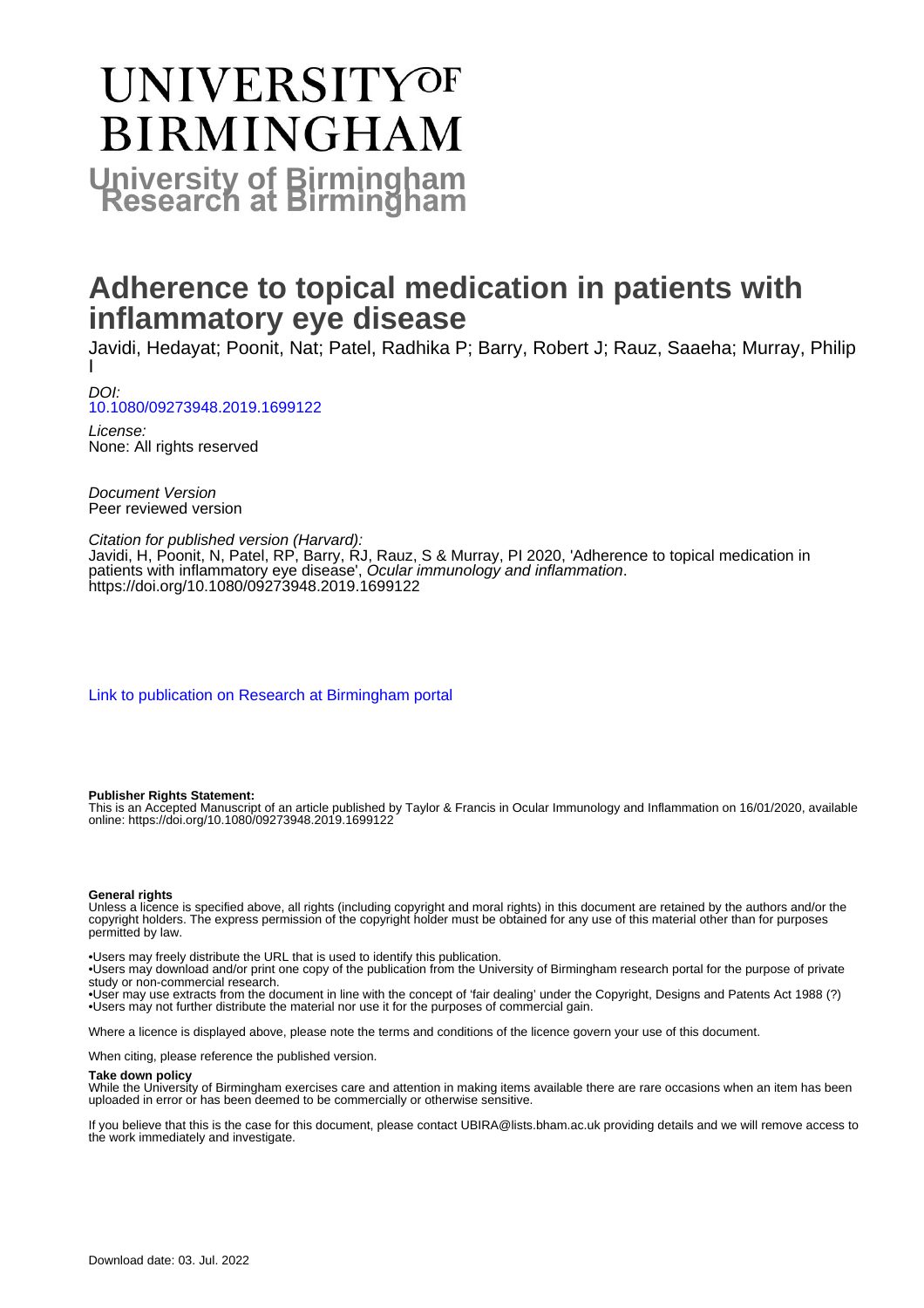# UNIVERSITY OF BIRMINGHAM

## University of Birmingham Research at Birmingham

# Adherence to topical medication in patients with inflammatory eye disease

Javidi, Hedayat; Poonit, Nat; Patel, Radhika P; Barry, Robert J; Rauz, Saaeha; Murray, Philip I

*DOI:*
10.1080/09273948.2019.1699122

*License:*
None: All rights reserved

*Document Version*
Peer reviewed version

*Citation for published version (Harvard):*
Javidi, H, Poonit, N, Patel, RP, Barry, RJ, Rauz, S & Murray, PI 2020, 'Adherence to topical medication in patients with inflammatory eye disease', *Ocular immunology and inflammation*. https://doi.org/10.1080/09273948.2019.1699122

Link to publication on Research at Birmingham portal

**Publisher Rights Statement:**
This is an Accepted Manuscript of an article published by Taylor & Francis in Ocular Immunology and Inflammation on 16/01/2020, available online: https://doi.org/10.1080/09273948.2019.1699122

**General rights**
Unless a licence is specified above, all rights (including copyright and moral rights) in this document are retained by the authors and/or the copyright holders. The express permission of the copyright holder must be obtained for any use of this material other than for purposes permitted by law.

•Users may freely distribute the URL that is used to identify this publication.
•Users may download and/or print one copy of the publication from the University of Birmingham research portal for the purpose of private study or non-commercial research.
•User may use extracts from the document in line with the concept of 'fair dealing' under the Copyright, Designs and Patents Act 1988 (?)
•Users may not further distribute the material nor use it for the purposes of commercial gain.

Where a licence is displayed above, please note the terms and conditions of the licence govern your use of this document.

When citing, please reference the published version.

**Take down policy**
While the University of Birmingham exercises care and attention in making items available there are rare occasions when an item has been uploaded in error or has been deemed to be commercially or otherwise sensitive.

If you believe that this is the case for this document, please contact UBIRA@lists.bham.ac.uk providing details and we will remove access to the work immediately and investigate.

Download date: 03. Jul. 2022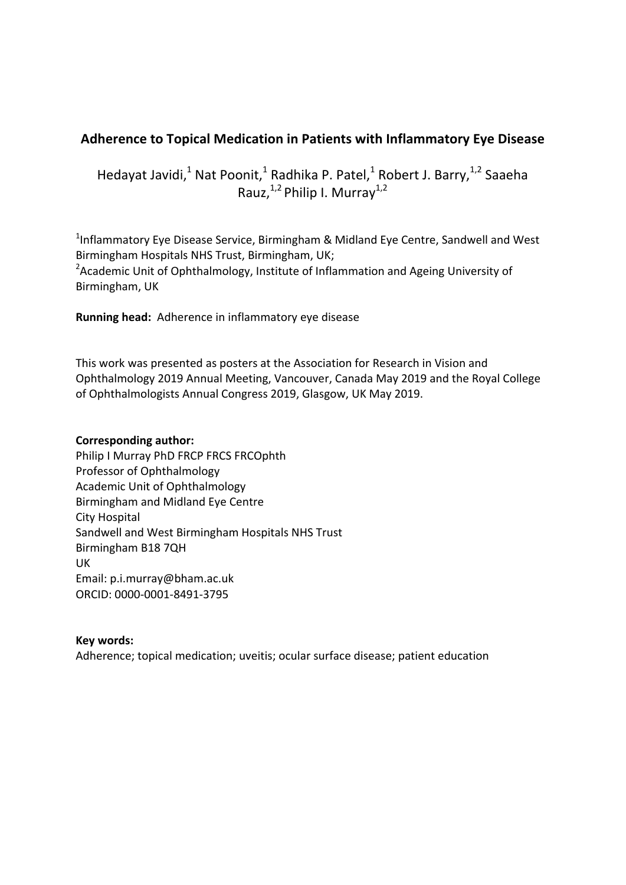# Adherence to Topical Medication in Patients with Inflammatory Eye Disease

Hedayat Javidi,[1] Nat Poonit,[1] Radhika P. Patel,[1] Robert J. Barry,[1,2] Saaeha Rauz,[1,2] Philip I. Murray[1,2]

[1]Inflammatory Eye Disease Service, Birmingham & Midland Eye Centre, Sandwell and West Birmingham Hospitals NHS Trust, Birmingham, UK;
[2]Academic Unit of Ophthalmology, Institute of Inflammation and Ageing University of Birmingham, UK

**Running head:** Adherence in inflammatory eye disease

This work was presented as posters at the Association for Research in Vision and Ophthalmology 2019 Annual Meeting, Vancouver, Canada May 2019 and the Royal College of Ophthalmologists Annual Congress 2019, Glasgow, UK May 2019.

**Corresponding author:**
Philip I Murray PhD FRCP FRCS FRCOphth
Professor of Ophthalmology
Academic Unit of Ophthalmology
Birmingham and Midland Eye Centre
City Hospital
Sandwell and West Birmingham Hospitals NHS Trust
Birmingham B18 7QH
UK
Email: p.i.murray@bham.ac.uk
ORCID: 0000-0001-8491-3795

**Key words:**
Adherence; topical medication; uveitis; ocular surface disease; patient education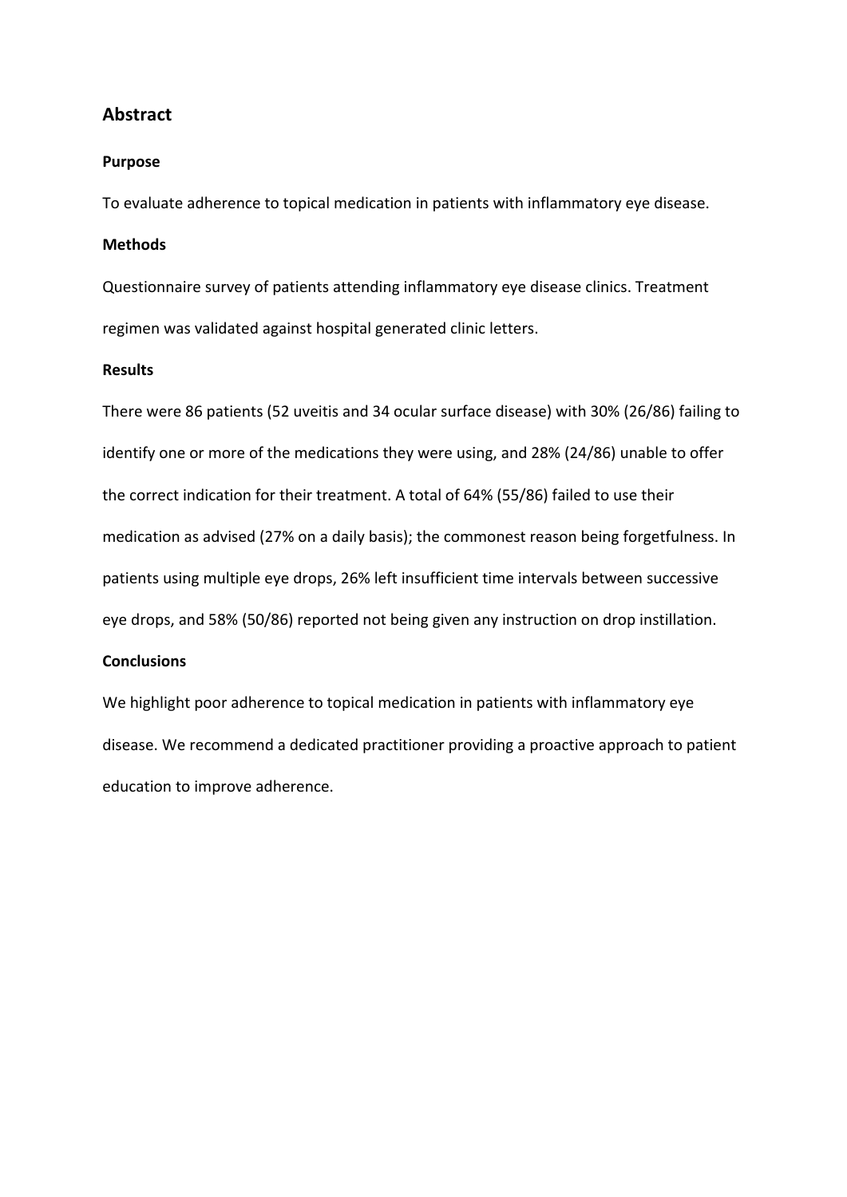## Abstract

### Purpose

To evaluate adherence to topical medication in patients with inflammatory eye disease.

### Methods

Questionnaire survey of patients attending inflammatory eye disease clinics. Treatment regimen was validated against hospital generated clinic letters.

### Results

There were 86 patients (52 uveitis and 34 ocular surface disease) with 30% (26/86) failing to identify one or more of the medications they were using, and 28% (24/86) unable to offer the correct indication for their treatment. A total of 64% (55/86) failed to use their medication as advised (27% on a daily basis); the commonest reason being forgetfulness. In patients using multiple eye drops, 26% left insufficient time intervals between successive eye drops, and 58% (50/86) reported not being given any instruction on drop instillation.

### Conclusions

We highlight poor adherence to topical medication in patients with inflammatory eye disease. We recommend a dedicated practitioner providing a proactive approach to patient education to improve adherence.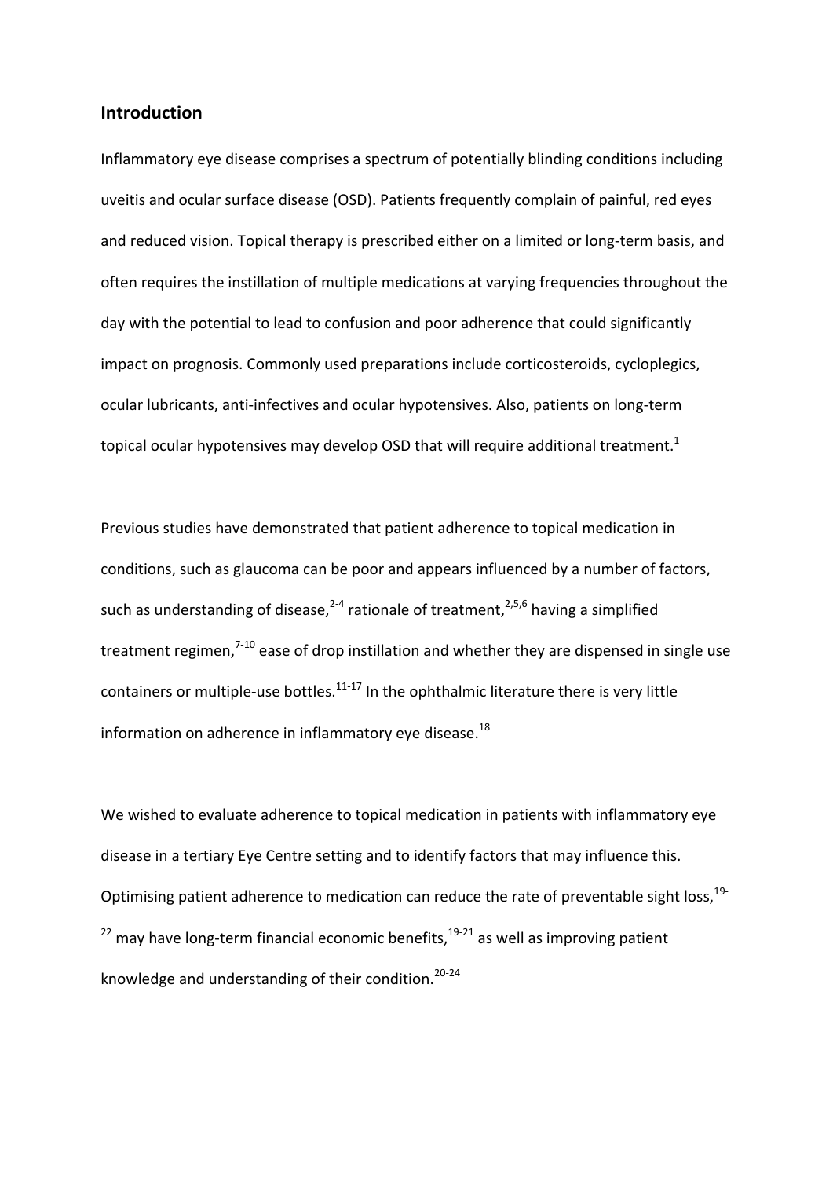## Introduction

Inflammatory eye disease comprises a spectrum of potentially blinding conditions including uveitis and ocular surface disease (OSD). Patients frequently complain of painful, red eyes and reduced vision. Topical therapy is prescribed either on a limited or long-term basis, and often requires the instillation of multiple medications at varying frequencies throughout the day with the potential to lead to confusion and poor adherence that could significantly impact on prognosis. Commonly used preparations include corticosteroids, cycloplegics, ocular lubricants, anti-infectives and ocular hypotensives. Also, patients on long-term topical ocular hypotensives may develop OSD that will require additional treatment.[1]

Previous studies have demonstrated that patient adherence to topical medication in conditions, such as glaucoma can be poor and appears influenced by a number of factors, such as understanding of disease,[2-4] rationale of treatment,[2,5,6] having a simplified treatment regimen,[7-10] ease of drop instillation and whether they are dispensed in single use containers or multiple-use bottles.[11-17] In the ophthalmic literature there is very little information on adherence in inflammatory eye disease.[18]

We wished to evaluate adherence to topical medication in patients with inflammatory eye disease in a tertiary Eye Centre setting and to identify factors that may influence this. Optimising patient adherence to medication can reduce the rate of preventable sight loss,[19-22] may have long-term financial economic benefits,[19-21] as well as improving patient knowledge and understanding of their condition.[20-24]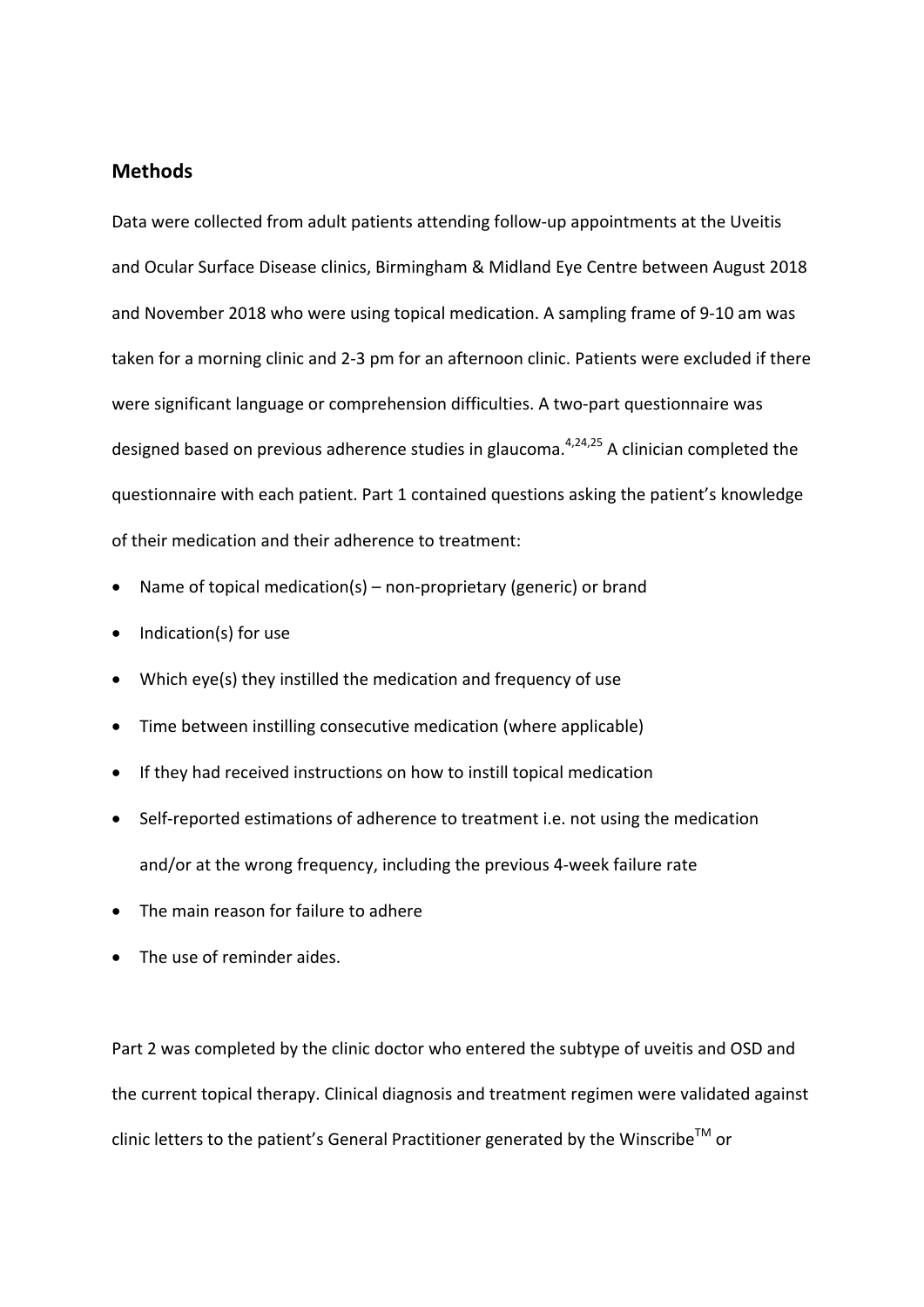## Methods

Data were collected from adult patients attending follow-up appointments at the Uveitis and Ocular Surface Disease clinics, Birmingham & Midland Eye Centre between August 2018 and November 2018 who were using topical medication. A sampling frame of 9-10 am was taken for a morning clinic and 2-3 pm for an afternoon clinic. Patients were excluded if there were significant language or comprehension difficulties. A two-part questionnaire was designed based on previous adherence studies in glaucoma.[4,24,25] A clinician completed the questionnaire with each patient. Part 1 contained questions asking the patient's knowledge of their medication and their adherence to treatment:

- Name of topical medication(s) – non-proprietary (generic) or brand
- Indication(s) for use
- Which eye(s) they instilled the medication and frequency of use
- Time between instilling consecutive medication (where applicable)
- If they had received instructions on how to instill topical medication
- Self-reported estimations of adherence to treatment i.e. not using the medication and/or at the wrong frequency, including the previous 4-week failure rate
- The main reason for failure to adhere
- The use of reminder aides.

Part 2 was completed by the clinic doctor who entered the subtype of uveitis and OSD and the current topical therapy. Clinical diagnosis and treatment regimen were validated against clinic letters to the patient's General Practitioner generated by the Winscribe™ or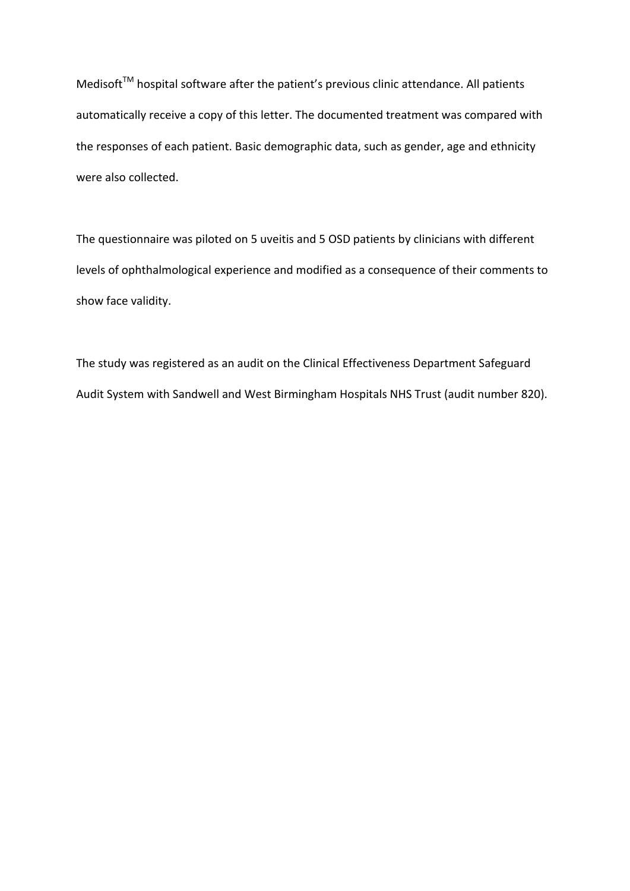Medisoft$^{TM}$ hospital software after the patient's previous clinic attendance. All patients automatically receive a copy of this letter. The documented treatment was compared with the responses of each patient. Basic demographic data, such as gender, age and ethnicity were also collected.

The questionnaire was piloted on 5 uveitis and 5 OSD patients by clinicians with different levels of ophthalmological experience and modified as a consequence of their comments to show face validity.

The study was registered as an audit on the Clinical Effectiveness Department Safeguard Audit System with Sandwell and West Birmingham Hospitals NHS Trust (audit number 820).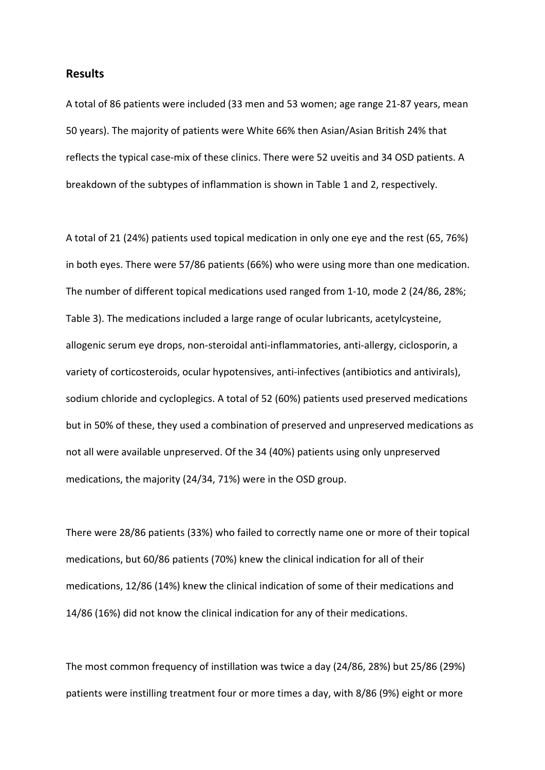## Results

A total of 86 patients were included (33 men and 53 women; age range 21-87 years, mean 50 years). The majority of patients were White 66% then Asian/Asian British 24% that reflects the typical case-mix of these clinics. There were 52 uveitis and 34 OSD patients. A breakdown of the subtypes of inflammation is shown in Table 1 and 2, respectively.

A total of 21 (24%) patients used topical medication in only one eye and the rest (65, 76%) in both eyes. There were 57/86 patients (66%) who were using more than one medication. The number of different topical medications used ranged from 1-10, mode 2 (24/86, 28%; Table 3). The medications included a large range of ocular lubricants, acetylcysteine, allogenic serum eye drops, non-steroidal anti-inflammatories, anti-allergy, ciclosporin, a variety of corticosteroids, ocular hypotensives, anti-infectives (antibiotics and antivirals), sodium chloride and cycloplegics. A total of 52 (60%) patients used preserved medications but in 50% of these, they used a combination of preserved and unpreserved medications as not all were available unpreserved. Of the 34 (40%) patients using only unpreserved medications, the majority (24/34, 71%) were in the OSD group.

There were 28/86 patients (33%) who failed to correctly name one or more of their topical medications, but 60/86 patients (70%) knew the clinical indication for all of their medications, 12/86 (14%) knew the clinical indication of some of their medications and 14/86 (16%) did not know the clinical indication for any of their medications.

The most common frequency of instillation was twice a day (24/86, 28%) but 25/86 (29%) patients were instilling treatment four or more times a day, with 8/86 (9%) eight or more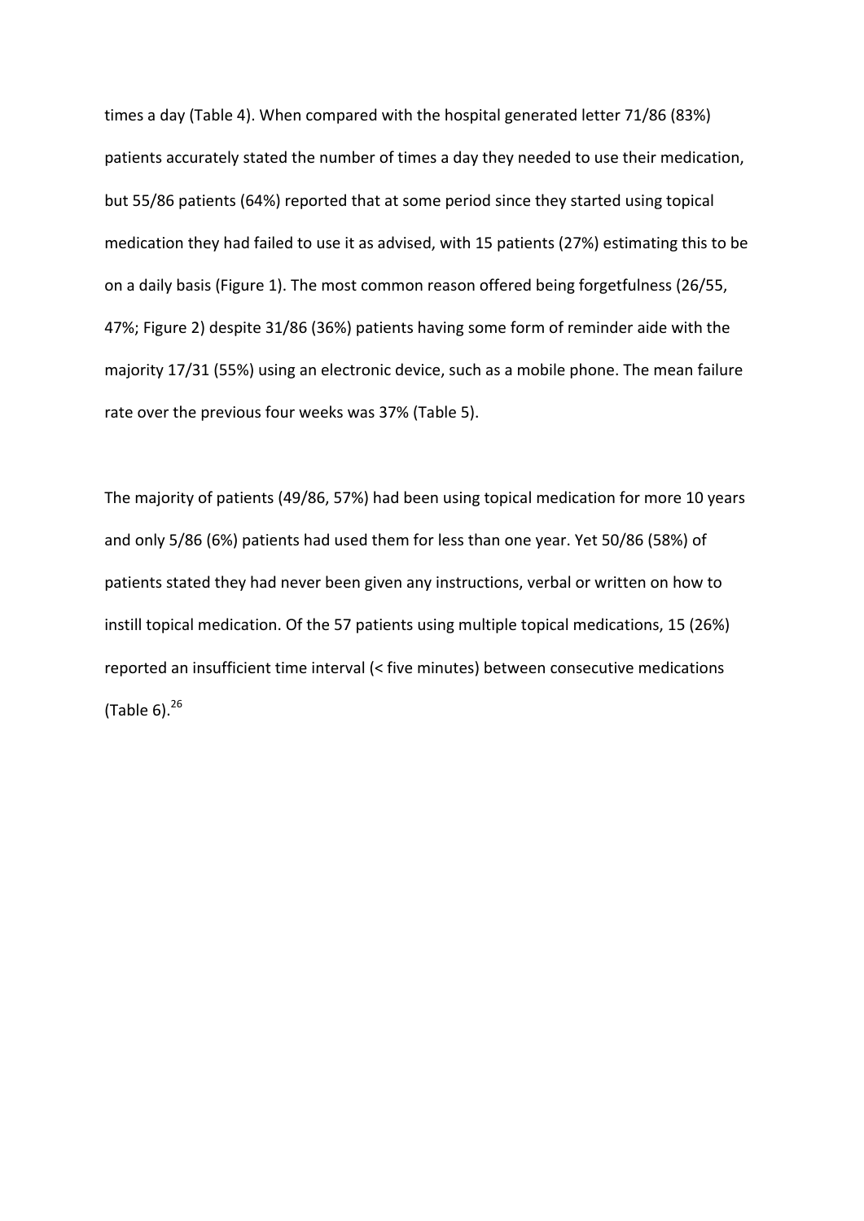times a day (Table 4). When compared with the hospital generated letter 71/86 (83%) patients accurately stated the number of times a day they needed to use their medication, but 55/86 patients (64%) reported that at some period since they started using topical medication they had failed to use it as advised, with 15 patients (27%) estimating this to be on a daily basis (Figure 1). The most common reason offered being forgetfulness (26/55, 47%; Figure 2) despite 31/86 (36%) patients having some form of reminder aide with the majority 17/31 (55%) using an electronic device, such as a mobile phone. The mean failure rate over the previous four weeks was 37% (Table 5).

The majority of patients (49/86, 57%) had been using topical medication for more 10 years and only 5/86 (6%) patients had used them for less than one year. Yet 50/86 (58%) of patients stated they had never been given any instructions, verbal or written on how to instill topical medication. Of the 57 patients using multiple topical medications, 15 (26%) reported an insufficient time interval (< five minutes) between consecutive medications (Table 6).[26]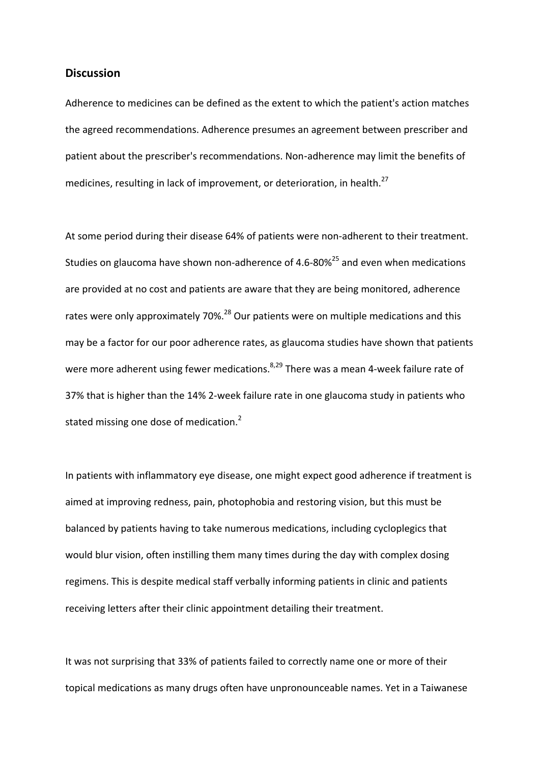## Discussion

Adherence to medicines can be defined as the extent to which the patient's action matches the agreed recommendations. Adherence presumes an agreement between prescriber and patient about the prescriber's recommendations. Non-adherence may limit the benefits of medicines, resulting in lack of improvement, or deterioration, in health.[27]

At some period during their disease 64% of patients were non-adherent to their treatment. Studies on glaucoma have shown non-adherence of 4.6-80%[25] and even when medications are provided at no cost and patients are aware that they are being monitored, adherence rates were only approximately 70%.[28] Our patients were on multiple medications and this may be a factor for our poor adherence rates, as glaucoma studies have shown that patients were more adherent using fewer medications.[8,29] There was a mean 4-week failure rate of 37% that is higher than the 14% 2-week failure rate in one glaucoma study in patients who stated missing one dose of medication.[2]

In patients with inflammatory eye disease, one might expect good adherence if treatment is aimed at improving redness, pain, photophobia and restoring vision, but this must be balanced by patients having to take numerous medications, including cycloplegics that would blur vision, often instilling them many times during the day with complex dosing regimens. This is despite medical staff verbally informing patients in clinic and patients receiving letters after their clinic appointment detailing their treatment.

It was not surprising that 33% of patients failed to correctly name one or more of their topical medications as many drugs often have unpronounceable names. Yet in a Taiwanese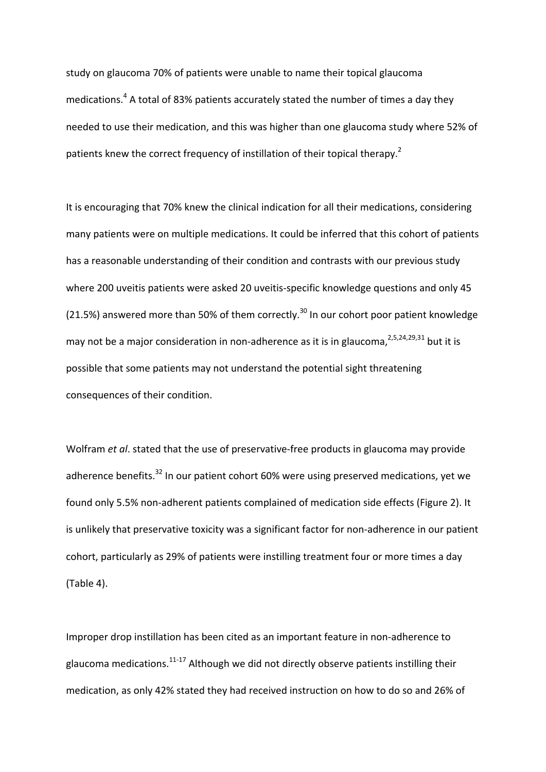study on glaucoma 70% of patients were unable to name their topical glaucoma medications.[4] A total of 83% patients accurately stated the number of times a day they needed to use their medication, and this was higher than one glaucoma study where 52% of patients knew the correct frequency of instillation of their topical therapy.[2]

It is encouraging that 70% knew the clinical indication for all their medications, considering many patients were on multiple medications. It could be inferred that this cohort of patients has a reasonable understanding of their condition and contrasts with our previous study where 200 uveitis patients were asked 20 uveitis-specific knowledge questions and only 45 (21.5%) answered more than 50% of them correctly.[30] In our cohort poor patient knowledge may not be a major consideration in non-adherence as it is in glaucoma,[2,5,24,29,31] but it is possible that some patients may not understand the potential sight threatening consequences of their condition.

Wolfram *et al*. stated that the use of preservative-free products in glaucoma may provide adherence benefits.[32] In our patient cohort 60% were using preserved medications, yet we found only 5.5% non-adherent patients complained of medication side effects (Figure 2). It is unlikely that preservative toxicity was a significant factor for non-adherence in our patient cohort, particularly as 29% of patients were instilling treatment four or more times a day (Table 4).

Improper drop instillation has been cited as an important feature in non-adherence to glaucoma medications.[11-17] Although we did not directly observe patients instilling their medication, as only 42% stated they had received instruction on how to do so and 26% of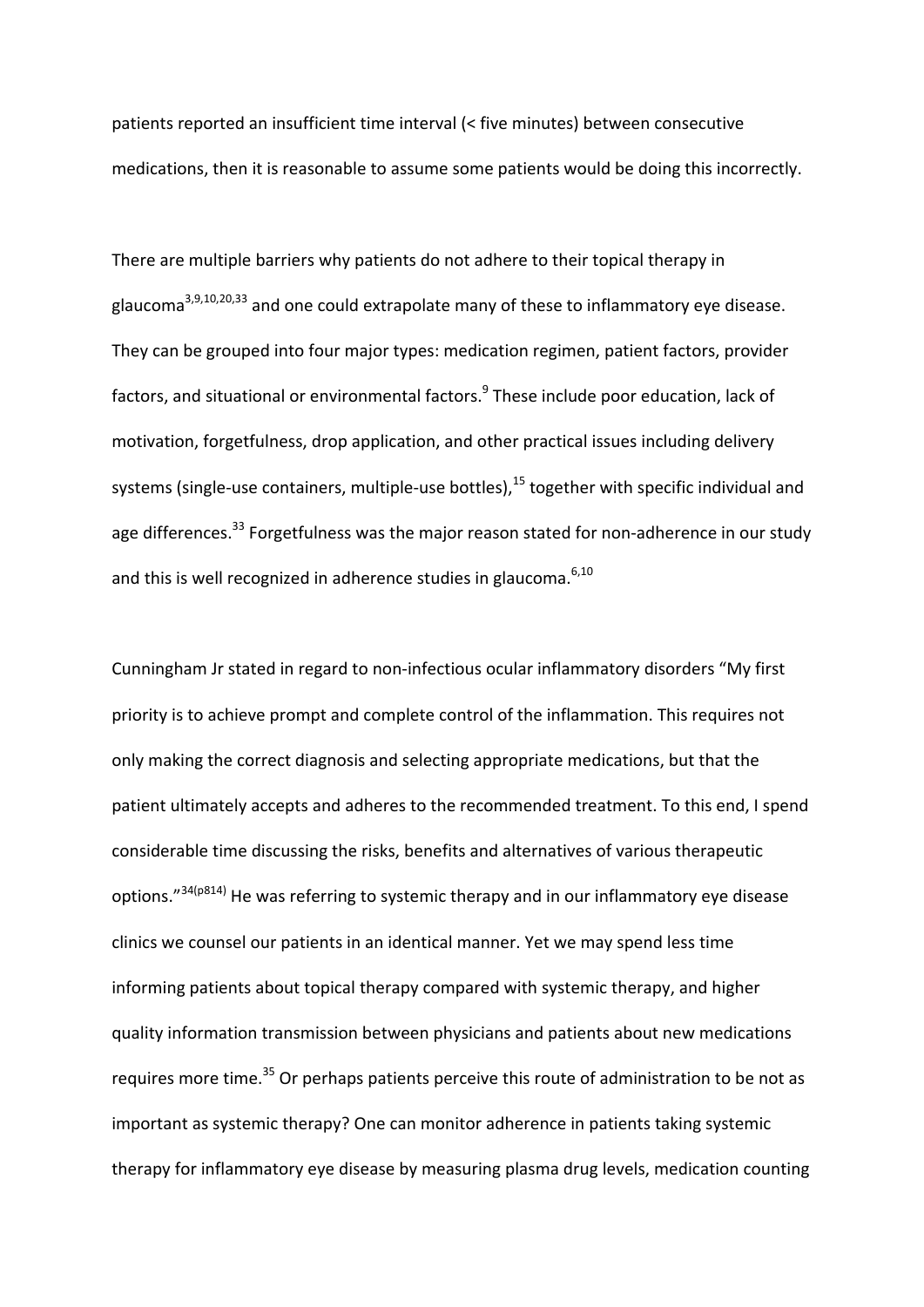patients reported an insufficient time interval (< five minutes) between consecutive medications, then it is reasonable to assume some patients would be doing this incorrectly.

There are multiple barriers why patients do not adhere to their topical therapy in glaucoma[3,9,10,20,33] and one could extrapolate many of these to inflammatory eye disease. They can be grouped into four major types: medication regimen, patient factors, provider factors, and situational or environmental factors.[9] These include poor education, lack of motivation, forgetfulness, drop application, and other practical issues including delivery systems (single-use containers, multiple-use bottles),[15] together with specific individual and age differences.[33] Forgetfulness was the major reason stated for non-adherence in our study and this is well recognized in adherence studies in glaucoma.[6,10]

Cunningham Jr stated in regard to non-infectious ocular inflammatory disorders "My first priority is to achieve prompt and complete control of the inflammation. This requires not only making the correct diagnosis and selecting appropriate medications, but that the patient ultimately accepts and adheres to the recommended treatment. To this end, I spend considerable time discussing the risks, benefits and alternatives of various therapeutic options."[34(p814)] He was referring to systemic therapy and in our inflammatory eye disease clinics we counsel our patients in an identical manner. Yet we may spend less time informing patients about topical therapy compared with systemic therapy, and higher quality information transmission between physicians and patients about new medications requires more time.[35] Or perhaps patients perceive this route of administration to be not as important as systemic therapy? One can monitor adherence in patients taking systemic therapy for inflammatory eye disease by measuring plasma drug levels, medication counting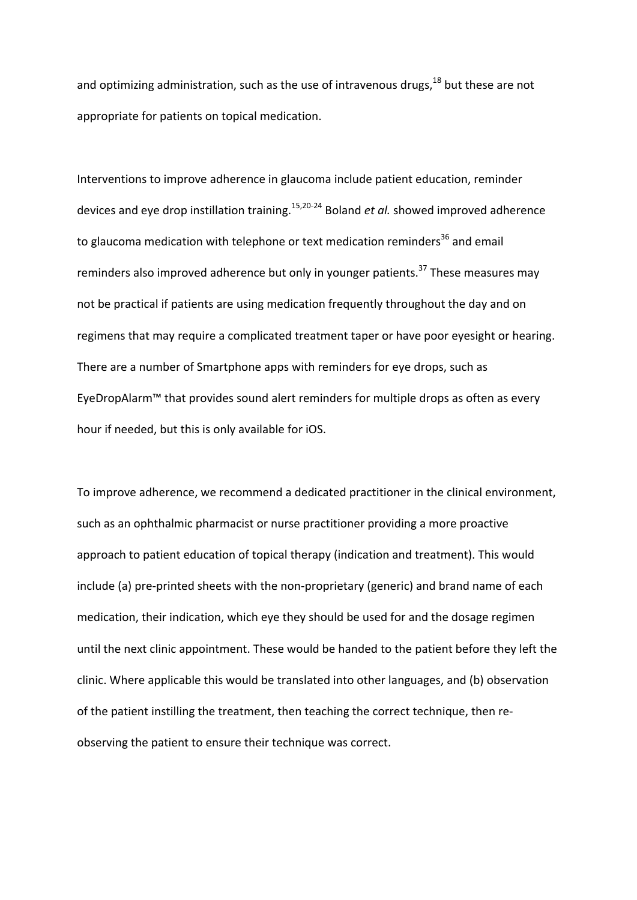and optimizing administration, such as the use of intravenous drugs,[18] but these are not appropriate for patients on topical medication.

Interventions to improve adherence in glaucoma include patient education, reminder devices and eye drop instillation training.[15,20-24] Boland *et al.* showed improved adherence to glaucoma medication with telephone or text medication reminders[36] and email reminders also improved adherence but only in younger patients.[37] These measures may not be practical if patients are using medication frequently throughout the day and on regimens that may require a complicated treatment taper or have poor eyesight or hearing. There are a number of Smartphone apps with reminders for eye drops, such as EyeDropAlarm™ that provides sound alert reminders for multiple drops as often as every hour if needed, but this is only available for iOS.

To improve adherence, we recommend a dedicated practitioner in the clinical environment, such as an ophthalmic pharmacist or nurse practitioner providing a more proactive approach to patient education of topical therapy (indication and treatment). This would include (a) pre-printed sheets with the non-proprietary (generic) and brand name of each medication, their indication, which eye they should be used for and the dosage regimen until the next clinic appointment. These would be handed to the patient before they left the clinic. Where applicable this would be translated into other languages, and (b) observation of the patient instilling the treatment, then teaching the correct technique, then re-observing the patient to ensure their technique was correct.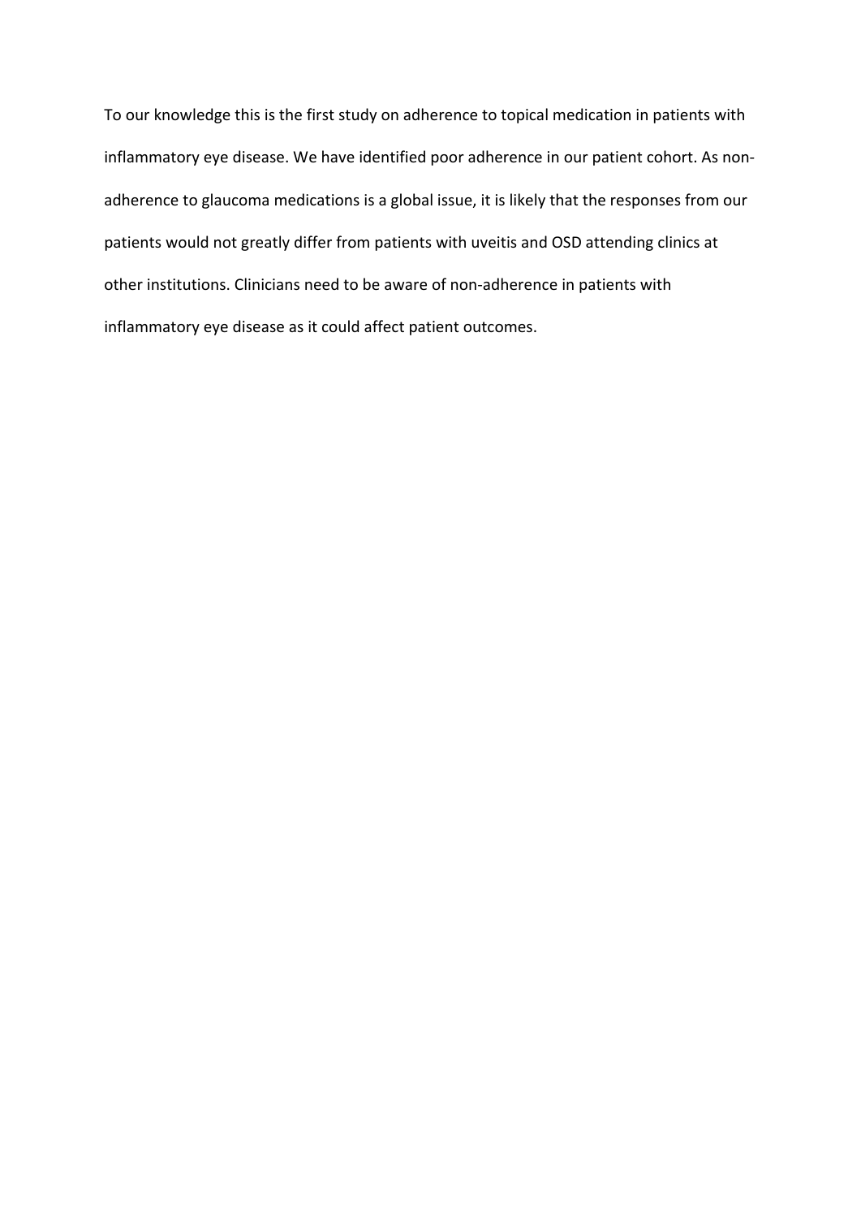To our knowledge this is the first study on adherence to topical medication in patients with inflammatory eye disease. We have identified poor adherence in our patient cohort. As non-adherence to glaucoma medications is a global issue, it is likely that the responses from our patients would not greatly differ from patients with uveitis and OSD attending clinics at other institutions. Clinicians need to be aware of non-adherence in patients with inflammatory eye disease as it could affect patient outcomes.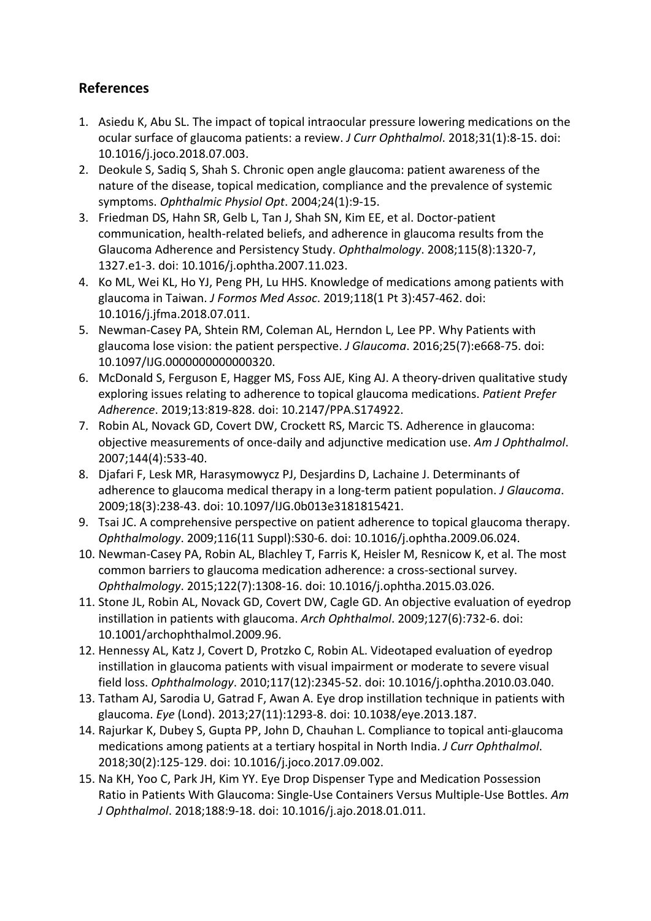## References

1. Asiedu K, Abu SL. The impact of topical intraocular pressure lowering medications on the ocular surface of glaucoma patients: a review. *J Curr Ophthalmol*. 2018;31(1):8-15. doi: 10.1016/j.joco.2018.07.003.
2. Deokule S, Sadiq S, Shah S. Chronic open angle glaucoma: patient awareness of the nature of the disease, topical medication, compliance and the prevalence of systemic symptoms. *Ophthalmic Physiol Opt*. 2004;24(1):9-15.
3. Friedman DS, Hahn SR, Gelb L, Tan J, Shah SN, Kim EE, et al. Doctor-patient communication, health-related beliefs, and adherence in glaucoma results from the Glaucoma Adherence and Persistency Study. *Ophthalmology*. 2008;115(8):1320-7, 1327.e1-3. doi: 10.1016/j.ophtha.2007.11.023.
4. Ko ML, Wei KL, Ho YJ, Peng PH, Lu HHS. Knowledge of medications among patients with glaucoma in Taiwan. *J Formos Med Assoc*. 2019;118(1 Pt 3):457-462. doi: 10.1016/j.jfma.2018.07.011.
5. Newman-Casey PA, Shtein RM, Coleman AL, Herndon L, Lee PP. Why Patients with glaucoma lose vision: the patient perspective. *J Glaucoma*. 2016;25(7):e668-75. doi: 10.1097/IJG.0000000000000320.
6. McDonald S, Ferguson E, Hagger MS, Foss AJE, King AJ. A theory-driven qualitative study exploring issues relating to adherence to topical glaucoma medications. *Patient Prefer Adherence*. 2019;13:819-828. doi: 10.2147/PPA.S174922.
7. Robin AL, Novack GD, Covert DW, Crockett RS, Marcic TS. Adherence in glaucoma: objective measurements of once-daily and adjunctive medication use. *Am J Ophthalmol*. 2007;144(4):533-40.
8. Djafari F, Lesk MR, Harasymowycz PJ, Desjardins D, Lachaine J. Determinants of adherence to glaucoma medical therapy in a long-term patient population. *J Glaucoma*. 2009;18(3):238-43. doi: 10.1097/IJG.0b013e3181815421.
9. Tsai JC. A comprehensive perspective on patient adherence to topical glaucoma therapy. *Ophthalmology*. 2009;116(11 Suppl):S30-6. doi: 10.1016/j.ophtha.2009.06.024.
10. Newman-Casey PA, Robin AL, Blachley T, Farris K, Heisler M, Resnicow K, et al. The most common barriers to glaucoma medication adherence: a cross-sectional survey. *Ophthalmology*. 2015;122(7):1308-16. doi: 10.1016/j.ophtha.2015.03.026.
11. Stone JL, Robin AL, Novack GD, Covert DW, Cagle GD. An objective evaluation of eyedrop instillation in patients with glaucoma. *Arch Ophthalmol*. 2009;127(6):732-6. doi: 10.1001/archophthalmol.2009.96.
12. Hennessy AL, Katz J, Covert D, Protzko C, Robin AL. Videotaped evaluation of eyedrop instillation in glaucoma patients with visual impairment or moderate to severe visual field loss. *Ophthalmology*. 2010;117(12):2345-52. doi: 10.1016/j.ophtha.2010.03.040.
13. Tatham AJ, Sarodia U, Gatrad F, Awan A. Eye drop instillation technique in patients with glaucoma. *Eye* (Lond). 2013;27(11):1293-8. doi: 10.1038/eye.2013.187.
14. Rajurkar K, Dubey S, Gupta PP, John D, Chauhan L. Compliance to topical anti-glaucoma medications among patients at a tertiary hospital in North India. *J Curr Ophthalmol*. 2018;30(2):125-129. doi: 10.1016/j.joco.2017.09.002.
15. Na KH, Yoo C, Park JH, Kim YY. Eye Drop Dispenser Type and Medication Possession Ratio in Patients With Glaucoma: Single-Use Containers Versus Multiple-Use Bottles. *Am J Ophthalmol*. 2018;188:9-18. doi: 10.1016/j.ajo.2018.01.011.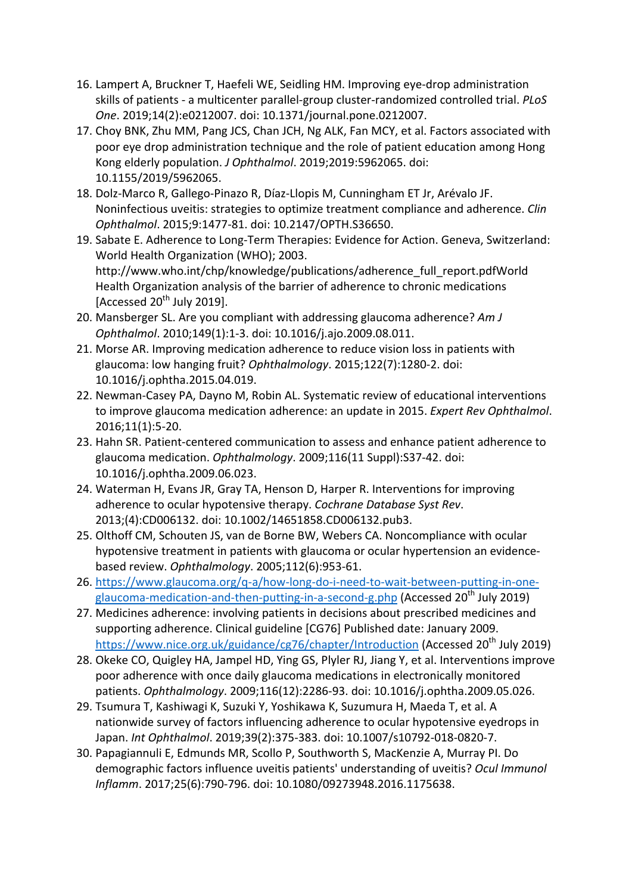16. Lampert A, Bruckner T, Haefeli WE, Seidling HM. Improving eye-drop administration skills of patients - a multicenter parallel-group cluster-randomized controlled trial. *PLoS One*. 2019;14(2):e0212007. doi: 10.1371/journal.pone.0212007.
17. Choy BNK, Zhu MM, Pang JCS, Chan JCH, Ng ALK, Fan MCY, et al. Factors associated with poor eye drop administration technique and the role of patient education among Hong Kong elderly population. *J Ophthalmol*. 2019;2019:5962065. doi: 10.1155/2019/5962065.
18. Dolz-Marco R, Gallego-Pinazo R, Díaz-Llopis M, Cunningham ET Jr, Arévalo JF. Noninfectious uveitis: strategies to optimize treatment compliance and adherence. *Clin Ophthalmol*. 2015;9:1477-81. doi: 10.2147/OPTH.S36650.
19. Sabate E. Adherence to Long-Term Therapies: Evidence for Action. Geneva, Switzerland: World Health Organization (WHO); 2003. http://www.who.int/chp/knowledge/publications/adherence_full_report.pdfWorld Health Organization analysis of the barrier of adherence to chronic medications [Accessed 20th July 2019].
20. Mansberger SL. Are you compliant with addressing glaucoma adherence? *Am J Ophthalmol*. 2010;149(1):1-3. doi: 10.1016/j.ajo.2009.08.011.
21. Morse AR. Improving medication adherence to reduce vision loss in patients with glaucoma: low hanging fruit? *Ophthalmology*. 2015;122(7):1280-2. doi: 10.1016/j.ophtha.2015.04.019.
22. Newman-Casey PA, Dayno M, Robin AL. Systematic review of educational interventions to improve glaucoma medication adherence: an update in 2015. *Expert Rev Ophthalmol*. 2016;11(1):5-20.
23. Hahn SR. Patient-centered communication to assess and enhance patient adherence to glaucoma medication. *Ophthalmology*. 2009;116(11 Suppl):S37-42. doi: 10.1016/j.ophtha.2009.06.023.
24. Waterman H, Evans JR, Gray TA, Henson D, Harper R. Interventions for improving adherence to ocular hypotensive therapy. *Cochrane Database Syst Rev*. 2013;(4):CD006132. doi: 10.1002/14651858.CD006132.pub3.
25. Olthoff CM, Schouten JS, van de Borne BW, Webers CA. Noncompliance with ocular hypotensive treatment in patients with glaucoma or ocular hypertension an evidence-based review. *Ophthalmology*. 2005;112(6):953-61.
26. https://www.glaucoma.org/q-a/how-long-do-i-need-to-wait-between-putting-in-one-glaucoma-medication-and-then-putting-in-a-second-g.php (Accessed 20th July 2019)
27. Medicines adherence: involving patients in decisions about prescribed medicines and supporting adherence. Clinical guideline [CG76] Published date: January 2009. https://www.nice.org.uk/guidance/cg76/chapter/Introduction (Accessed 20th July 2019)
28. Okeke CO, Quigley HA, Jampel HD, Ying GS, Plyler RJ, Jiang Y, et al. Interventions improve poor adherence with once daily glaucoma medications in electronically monitored patients. *Ophthalmology*. 2009;116(12):2286-93. doi: 10.1016/j.ophtha.2009.05.026.
29. Tsumura T, Kashiwagi K, Suzuki Y, Yoshikawa K, Suzumura H, Maeda T, et al. A nationwide survey of factors influencing adherence to ocular hypotensive eyedrops in Japan. *Int Ophthalmol*. 2019;39(2):375-383. doi: 10.1007/s10792-018-0820-7.
30. Papagiannuli E, Edmunds MR, Scollo P, Southworth S, MacKenzie A, Murray PI. Do demographic factors influence uveitis patients' understanding of uveitis? *Ocul Immunol Inflamm*. 2017;25(6):790-796. doi: 10.1080/09273948.2016.1175638.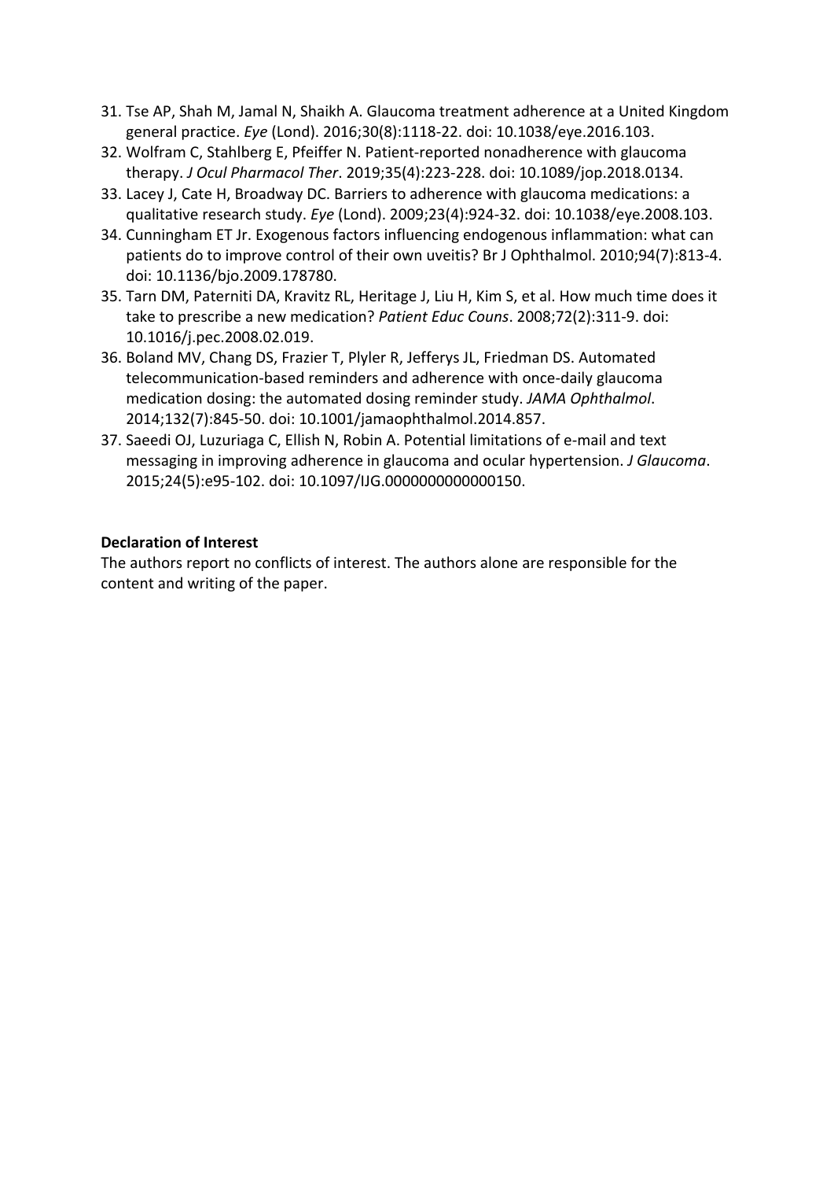31. Tse AP, Shah M, Jamal N, Shaikh A. Glaucoma treatment adherence at a United Kingdom general practice. *Eye* (Lond). 2016;30(8):1118-22. doi: 10.1038/eye.2016.103.
32. Wolfram C, Stahlberg E, Pfeiffer N. Patient-reported nonadherence with glaucoma therapy. *J Ocul Pharmacol Ther*. 2019;35(4):223-228. doi: 10.1089/jop.2018.0134.
33. Lacey J, Cate H, Broadway DC. Barriers to adherence with glaucoma medications: a qualitative research study. *Eye* (Lond). 2009;23(4):924-32. doi: 10.1038/eye.2008.103.
34. Cunningham ET Jr. Exogenous factors influencing endogenous inflammation: what can patients do to improve control of their own uveitis? Br J Ophthalmol. 2010;94(7):813-4. doi: 10.1136/bjo.2009.178780.
35. Tarn DM, Paterniti DA, Kravitz RL, Heritage J, Liu H, Kim S, et al. How much time does it take to prescribe a new medication? *Patient Educ Couns*. 2008;72(2):311-9. doi: 10.1016/j.pec.2008.02.019.
36. Boland MV, Chang DS, Frazier T, Plyler R, Jefferys JL, Friedman DS. Automated telecommunication-based reminders and adherence with once-daily glaucoma medication dosing: the automated dosing reminder study. *JAMA Ophthalmol*. 2014;132(7):845-50. doi: 10.1001/jamaophthalmol.2014.857.
37. Saeedi OJ, Luzuriaga C, Ellish N, Robin A. Potential limitations of e-mail and text messaging in improving adherence in glaucoma and ocular hypertension. *J Glaucoma*. 2015;24(5):e95-102. doi: 10.1097/IJG.0000000000000150.

**Declaration of Interest**

The authors report no conflicts of interest. The authors alone are responsible for the content and writing of the paper.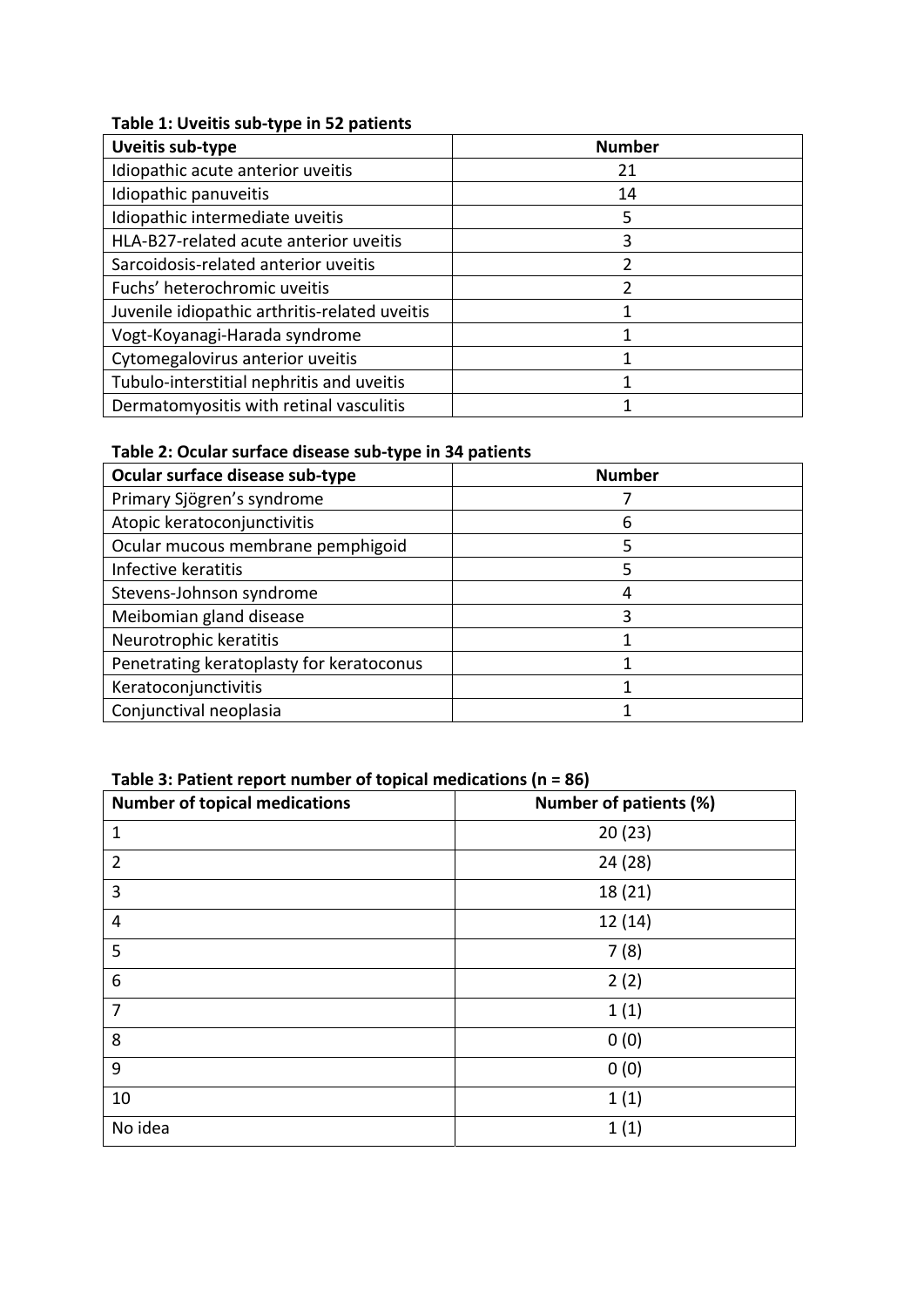**Table 1: Uveitis sub-type in 52 patients**

| Uveitis sub-type | Number |
| --- | --- |
| Idiopathic acute anterior uveitis | 21 |
| Idiopathic panuveitis | 14 |
| Idiopathic intermediate uveitis | 5 |
| HLA-B27-related acute anterior uveitis | 3 |
| Sarcoidosis-related anterior uveitis | 2 |
| Fuchs' heterochromic uveitis | 2 |
| Juvenile idiopathic arthritis-related uveitis | 1 |
| Vogt-Koyanagi-Harada syndrome | 1 |
| Cytomegalovirus anterior uveitis | 1 |
| Tubulo-interstitial nephritis and uveitis | 1 |
| Dermatomyositis with retinal vasculitis | 1 |

**Table 2: Ocular surface disease sub-type in 34 patients**

| Ocular surface disease sub-type | Number |
| --- | --- |
| Primary Sjögren's syndrome | 7 |
| Atopic keratoconjunctivitis | 6 |
| Ocular mucous membrane pemphigoid | 5 |
| Infective keratitis | 5 |
| Stevens-Johnson syndrome | 4 |
| Meibomian gland disease | 3 |
| Neurotrophic keratitis | 1 |
| Penetrating keratoplasty for keratoconus | 1 |
| Keratoconjunctivitis | 1 |
| Conjunctival neoplasia | 1 |

**Table 3: Patient report number of topical medications (n = 86)**

| Number of topical medications | Number of patients (%) |
| --- | --- |
| 1 | 20 (23) |
| 2 | 24 (28) |
| 3 | 18 (21) |
| 4 | 12 (14) |
| 5 | 7 (8) |
| 6 | 2 (2) |
| 7 | 1 (1) |
| 8 | 0 (0) |
| 9 | 0 (0) |
| 10 | 1 (1) |
| No idea | 1 (1) |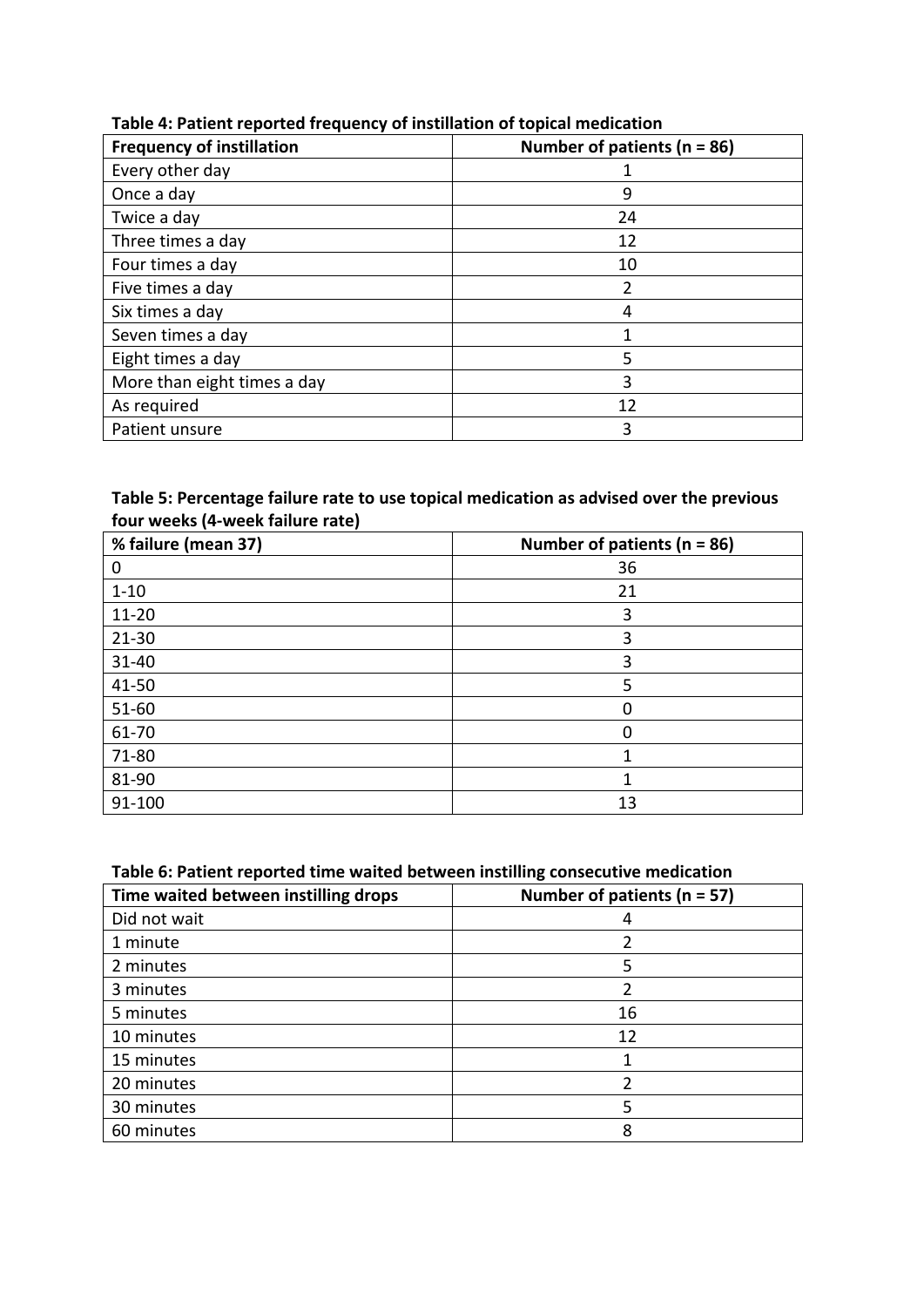**Table 4: Patient reported frequency of instillation of topical medication**

| Frequency of instillation | Number of patients (n = 86) |
|---|---|
| Every other day | 1 |
| Once a day | 9 |
| Twice a day | 24 |
| Three times a day | 12 |
| Four times a day | 10 |
| Five times a day | 2 |
| Six times a day | 4 |
| Seven times a day | 1 |
| Eight times a day | 5 |
| More than eight times a day | 3 |
| As required | 12 |
| Patient unsure | 3 |

**Table 5: Percentage failure rate to use topical medication as advised over the previous four weeks (4-week failure rate)**

| % failure (mean 37) | Number of patients (n = 86) |
|---|---|
| 0 | 36 |
| 1-10 | 21 |
| 11-20 | 3 |
| 21-30 | 3 |
| 31-40 | 3 |
| 41-50 | 5 |
| 51-60 | 0 |
| 61-70 | 0 |
| 71-80 | 1 |
| 81-90 | 1 |
| 91-100 | 13 |

**Table 6: Patient reported time waited between instilling consecutive medication**

| Time waited between instilling drops | Number of patients (n = 57) |
|---|---|
| Did not wait | 4 |
| 1 minute | 2 |
| 2 minutes | 5 |
| 3 minutes | 2 |
| 5 minutes | 16 |
| 10 minutes | 12 |
| 15 minutes | 1 |
| 20 minutes | 2 |
| 30 minutes | 5 |
| 60 minutes | 8 |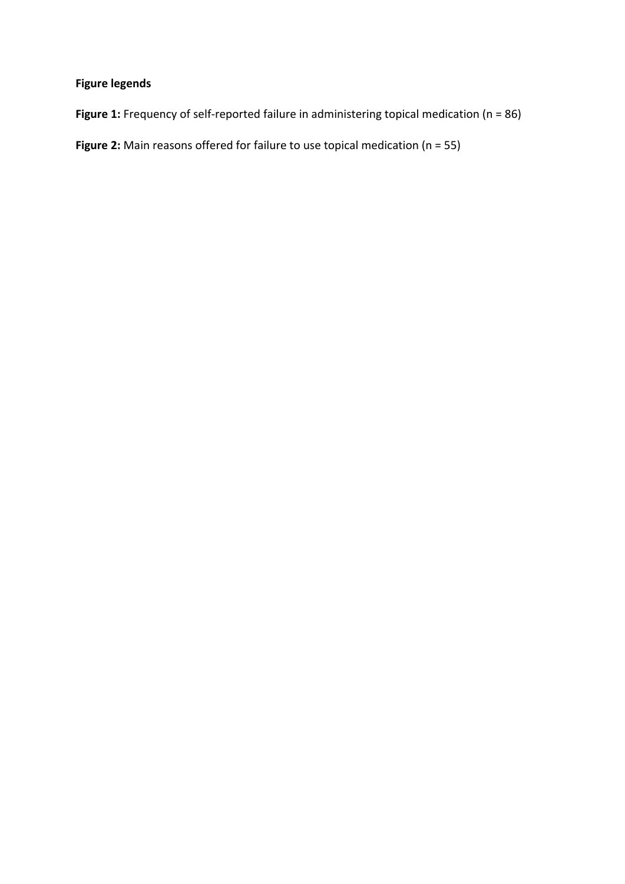**Figure legends**

**Figure 1:** Frequency of self-reported failure in administering topical medication (n = 86)

**Figure 2:** Main reasons offered for failure to use topical medication (n = 55)